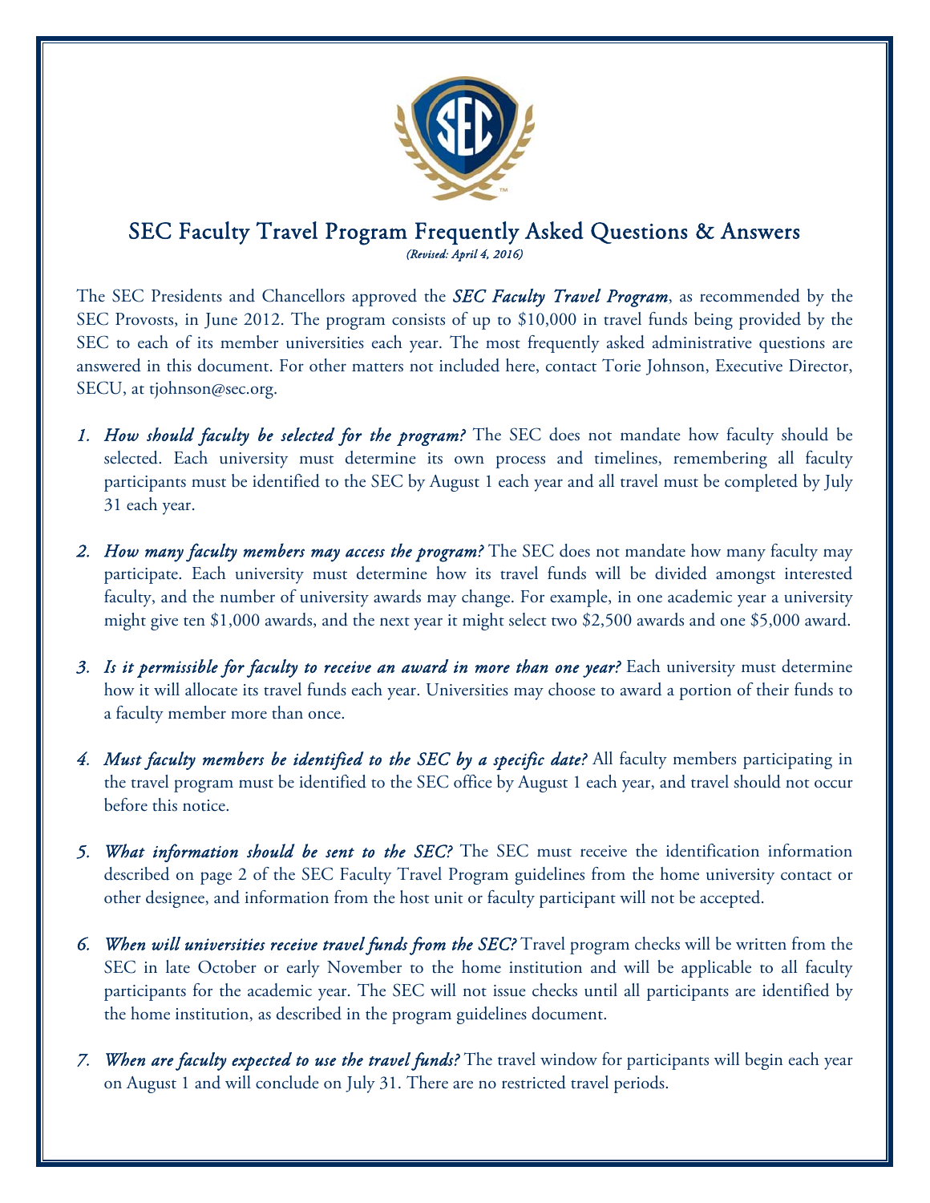# SEC Faculty Travel Program Frequently Asked Questions & Answers

*(Revised: April 4, 2016)*

The SEC Presidents and Chancellors approved the ***SEC Faculty Travel Program***, as recommended by the SEC Provosts, in June 2012. The program consists of up to $10,000 in travel funds being provided by the SEC to each of its member universities each year. The most frequently asked administrative questions are answered in this document. For other matters not included here, contact Torie Johnson, Executive Director, SECU, at tjohnson@sec.org.

1. ***How should faculty be selected for the program?*** The SEC does not mandate how faculty should be selected. Each university must determine its own process and timelines, remembering all faculty participants must be identified to the SEC by August 1 each year and all travel must be completed by July 31 each year.

2. ***How many faculty members may access the program?*** The SEC does not mandate how many faculty may participate. Each university must determine how its travel funds will be divided amongst interested faculty, and the number of university awards may change. For example, in one academic year a university might give ten $1,000 awards, and the next year it might select two $2,500 awards and one $5,000 award.

3. ***Is it permissible for faculty to receive an award in more than one year?*** Each university must determine how it will allocate its travel funds each year. Universities may choose to award a portion of their funds to a faculty member more than once.

4. ***Must faculty members be identified to the SEC by a specific date?*** All faculty members participating in the travel program must be identified to the SEC office by August 1 each year, and travel should not occur before this notice.

5. ***What information should be sent to the SEC?*** The SEC must receive the identification information described on page 2 of the SEC Faculty Travel Program guidelines from the home university contact or other designee, and information from the host unit or faculty participant will not be accepted.

6. ***When will universities receive travel funds from the SEC?*** Travel program checks will be written from the SEC in late October or early November to the home institution and will be applicable to all faculty participants for the academic year. The SEC will not issue checks until all participants are identified by the home institution, as described in the program guidelines document.

7. ***When are faculty expected to use the travel funds?*** The travel window for participants will begin each year on August 1 and will conclude on July 31. There are no restricted travel periods.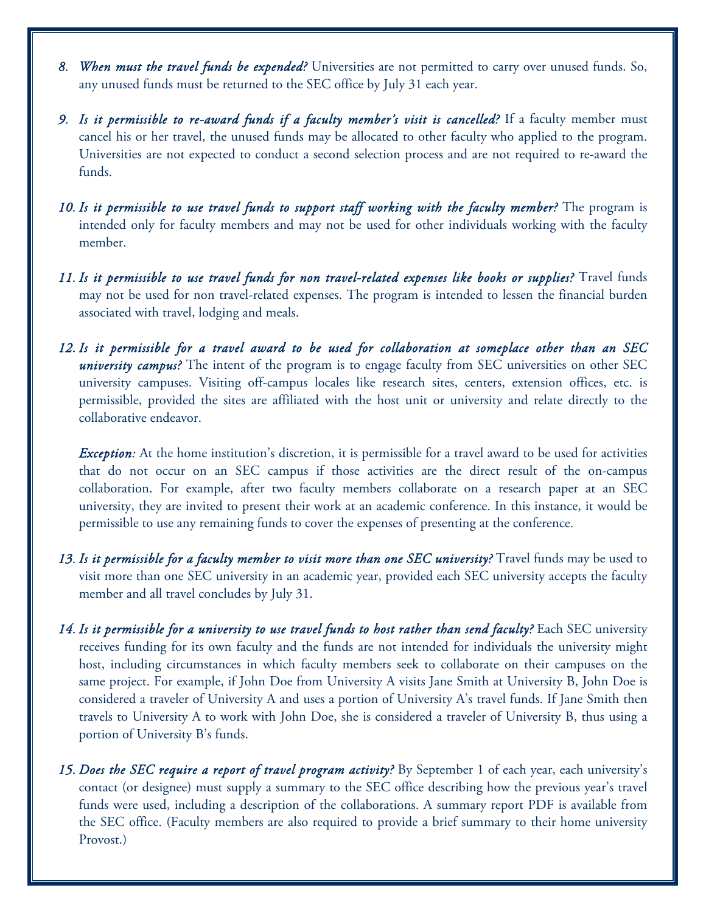8. ***When must the travel funds be expended?*** Universities are not permitted to carry over unused funds. So, any unused funds must be returned to the SEC office by July 31 each year.

9. ***Is it permissible to re-award funds if a faculty member's visit is cancelled?*** If a faculty member must cancel his or her travel, the unused funds may be allocated to other faculty who applied to the program. Universities are not expected to conduct a second selection process and are not required to re-award the funds.

10. ***Is it permissible to use travel funds to support staff working with the faculty member?*** The program is intended only for faculty members and may not be used for other individuals working with the faculty member.

11. ***Is it permissible to use travel funds for non travel-related expenses like books or supplies?*** Travel funds may not be used for non travel-related expenses. The program is intended to lessen the financial burden associated with travel, lodging and meals.

12. ***Is it permissible for a travel award to be used for collaboration at someplace other than an SEC university campus?*** The intent of the program is to engage faculty from SEC universities on other SEC university campuses. Visiting off-campus locales like research sites, centers, extension offices, etc. is permissible, provided the sites are affiliated with the host unit or university and relate directly to the collaborative endeavor.

    ***Exception****:* At the home institution's discretion, it is permissible for a travel award to be used for activities that do not occur on an SEC campus if those activities are the direct result of the on-campus collaboration. For example, after two faculty members collaborate on a research paper at an SEC university, they are invited to present their work at an academic conference. In this instance, it would be permissible to use any remaining funds to cover the expenses of presenting at the conference.

13. ***Is it permissible for a faculty member to visit more than one SEC university?*** Travel funds may be used to visit more than one SEC university in an academic year, provided each SEC university accepts the faculty member and all travel concludes by July 31.

14. ***Is it permissible for a university to use travel funds to host rather than send faculty?*** Each SEC university receives funding for its own faculty and the funds are not intended for individuals the university might host, including circumstances in which faculty members seek to collaborate on their campuses on the same project. For example, if John Doe from University A visits Jane Smith at University B, John Doe is considered a traveler of University A and uses a portion of University A's travel funds. If Jane Smith then travels to University A to work with John Doe, she is considered a traveler of University B, thus using a portion of University B's funds.

15. ***Does the SEC require a report of travel program activity?*** By September 1 of each year, each university's contact (or designee) must supply a summary to the SEC office describing how the previous year's travel funds were used, including a description of the collaborations. A summary report PDF is available from the SEC office. (Faculty members are also required to provide a brief summary to their home university Provost.)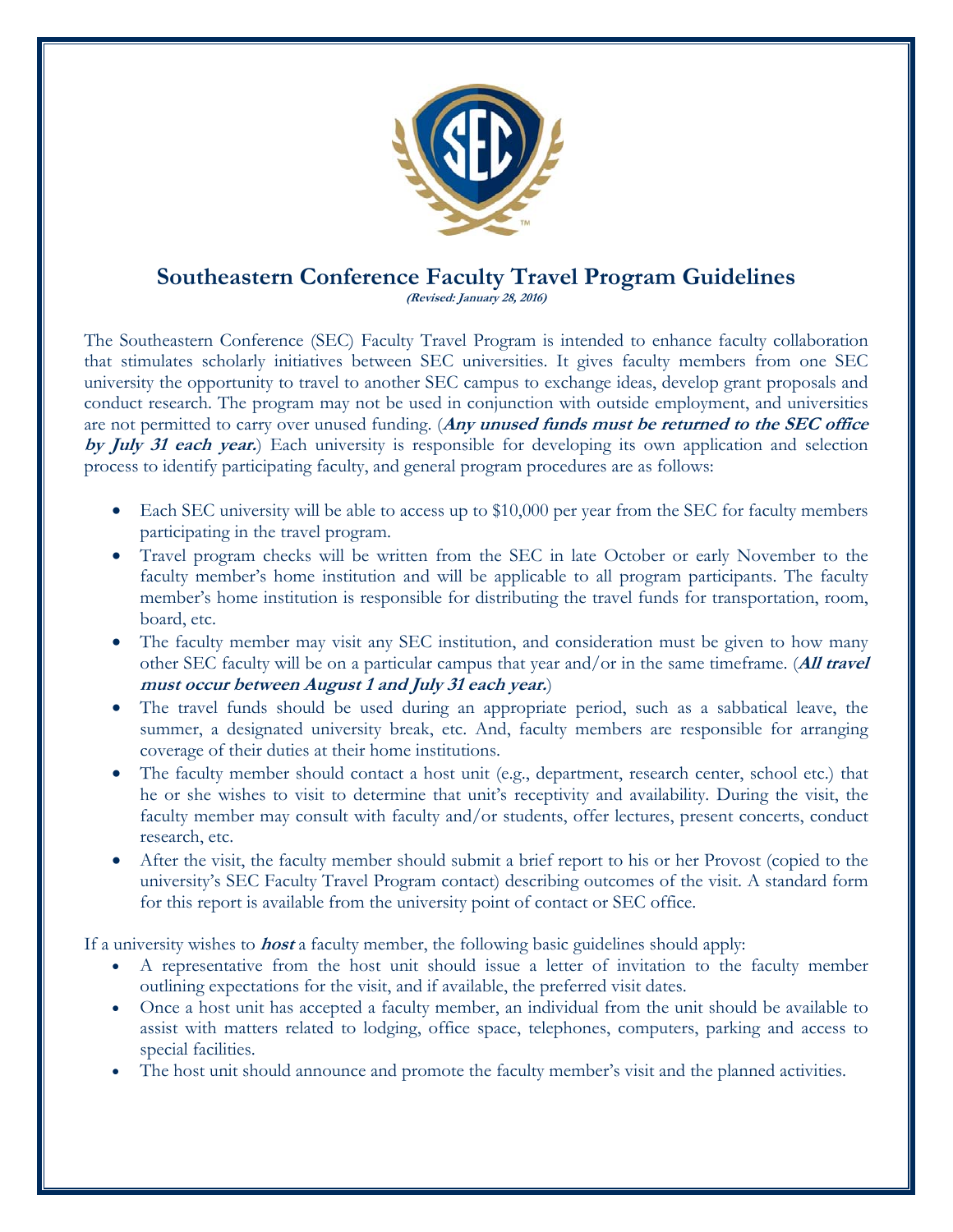# Southeastern Conference Faculty Travel Program Guidelines

**(Revised: January 28, 2016)**

The Southeastern Conference (SEC) Faculty Travel Program is intended to enhance faculty collaboration that stimulates scholarly initiatives between SEC universities. It gives faculty members from one SEC university the opportunity to travel to another SEC campus to exchange ideas, develop grant proposals and conduct research. The program may not be used in conjunction with outside employment, and universities are not permitted to carry over unused funding. (***Any unused funds must be returned to the SEC office by July 31 each year.***) Each university is responsible for developing its own application and selection process to identify participating faculty, and general program procedures are as follows:

- Each SEC university will be able to access up to $10,000 per year from the SEC for faculty members participating in the travel program.
- Travel program checks will be written from the SEC in late October or early November to the faculty member's home institution and will be applicable to all program participants. The faculty member's home institution is responsible for distributing the travel funds for transportation, room, board, etc.
- The faculty member may visit any SEC institution, and consideration must be given to how many other SEC faculty will be on a particular campus that year and/or in the same timeframe. (***All travel must occur between August 1 and July 31 each year.***)
- The travel funds should be used during an appropriate period, such as a sabbatical leave, the summer, a designated university break, etc. And, faculty members are responsible for arranging coverage of their duties at their home institutions.
- The faculty member should contact a host unit (e.g., department, research center, school etc.) that he or she wishes to visit to determine that unit's receptivity and availability. During the visit, the faculty member may consult with faculty and/or students, offer lectures, present concerts, conduct research, etc.
- After the visit, the faculty member should submit a brief report to his or her Provost (copied to the university's SEC Faculty Travel Program contact) describing outcomes of the visit. A standard form for this report is available from the university point of contact or SEC office.

If a university wishes to ***host*** a faculty member, the following basic guidelines should apply:

- A representative from the host unit should issue a letter of invitation to the faculty member outlining expectations for the visit, and if available, the preferred visit dates.
- Once a host unit has accepted a faculty member, an individual from the unit should be available to assist with matters related to lodging, office space, telephones, computers, parking and access to special facilities.
- The host unit should announce and promote the faculty member's visit and the planned activities.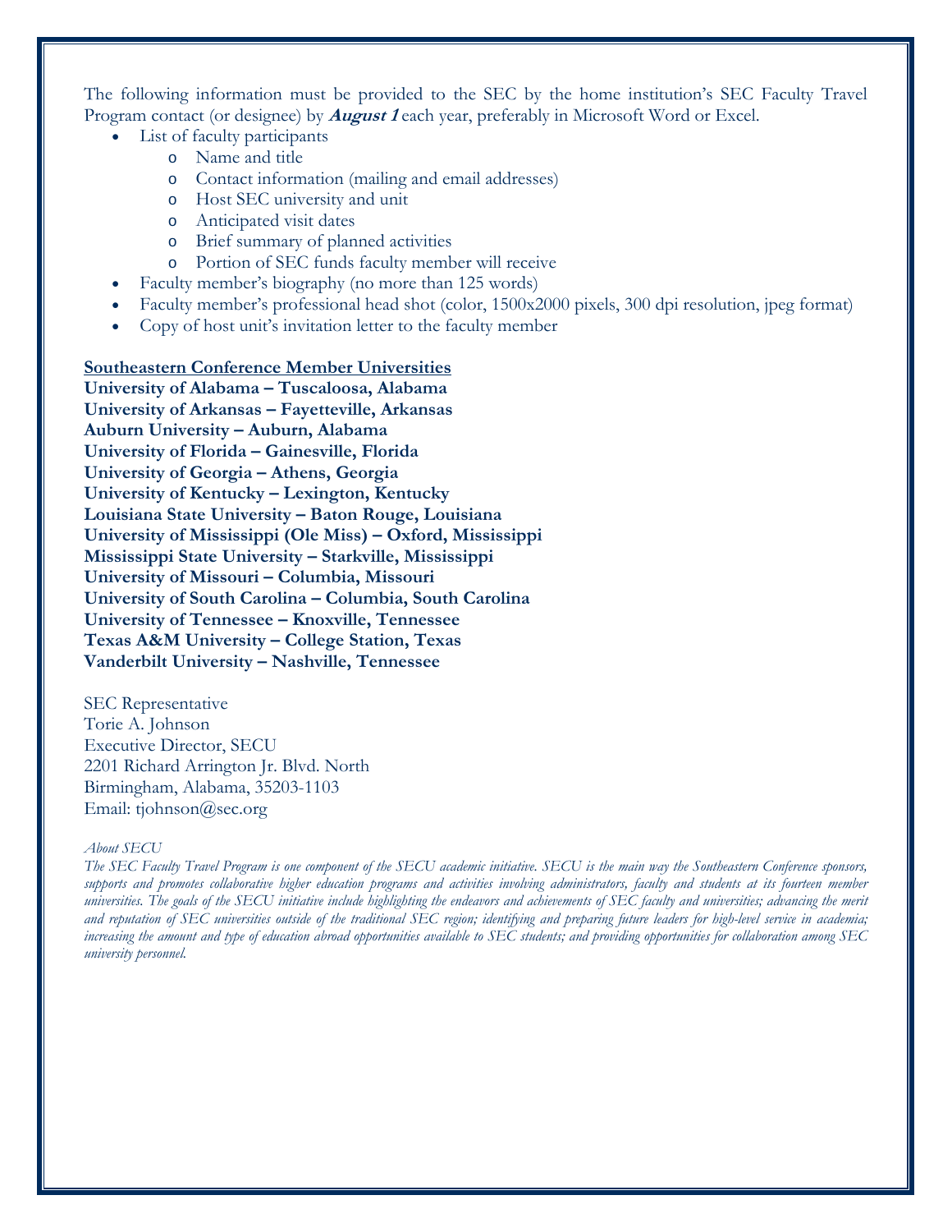The following information must be provided to the SEC by the home institution's SEC Faculty Travel Program contact (or designee) by ***August 1*** each year, preferably in Microsoft Word or Excel.

- List of faculty participants
  - Name and title
  - Contact information (mailing and email addresses)
  - Host SEC university and unit
  - Anticipated visit dates
  - Brief summary of planned activities
  - Portion of SEC funds faculty member will receive
- Faculty member's biography (no more than 125 words)
- Faculty member's professional head shot (color, 1500x2000 pixels, 300 dpi resolution, jpeg format)
- Copy of host unit's invitation letter to the faculty member

**<u>Southeastern Conference Member Universities</u>**
**University of Alabama – Tuscaloosa, Alabama**
**University of Arkansas – Fayetteville, Arkansas**
**Auburn University – Auburn, Alabama**
**University of Florida – Gainesville, Florida**
**University of Georgia – Athens, Georgia**
**University of Kentucky – Lexington, Kentucky**
**Louisiana State University – Baton Rouge, Louisiana**
**University of Mississippi (Ole Miss) – Oxford, Mississippi**
**Mississippi State University – Starkville, Mississippi**
**University of Missouri – Columbia, Missouri**
**University of South Carolina – Columbia, South Carolina**
**University of Tennessee – Knoxville, Tennessee**
**Texas A&M University – College Station, Texas**
**Vanderbilt University – Nashville, Tennessee**

SEC Representative
Torie A. Johnson
Executive Director, SECU
2201 Richard Arrington Jr. Blvd. North
Birmingham, Alabama, 35203-1103
Email: tjohnson@sec.org

*About SECU*
*The SEC Faculty Travel Program is one component of the SECU academic initiative. SECU is the main way the Southeastern Conference sponsors, supports and promotes collaborative higher education programs and activities involving administrators, faculty and students at its fourteen member universities. The goals of the SECU initiative include highlighting the endeavors and achievements of SEC faculty and universities; advancing the merit and reputation of SEC universities outside of the traditional SEC region; identifying and preparing future leaders for high-level service in academia; increasing the amount and type of education abroad opportunities available to SEC students; and providing opportunities for collaboration among SEC university personnel.*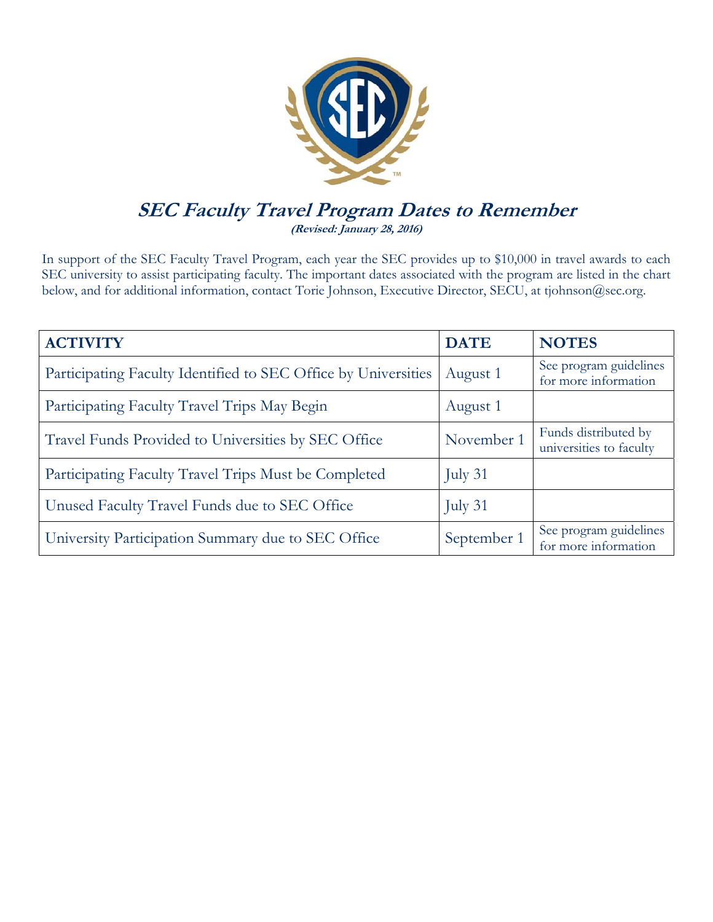# *SEC Faculty Travel Program Dates to Remember*

***(Revised: January 28, 2016)***

In support of the SEC Faculty Travel Program, each year the SEC provides up to $10,000 in travel awards to each SEC university to assist participating faculty. The important dates associated with the program are listed in the chart below, and for additional information, contact Torie Johnson, Executive Director, SECU, at tjohnson@sec.org.

| ACTIVITY | DATE | NOTES |
|---|---|---|
| Participating Faculty Identified to SEC Office by Universities | August 1 | See program guidelines for more information |
| Participating Faculty Travel Trips May Begin | August 1 | |
| Travel Funds Provided to Universities by SEC Office | November 1 | Funds distributed by universities to faculty |
| Participating Faculty Travel Trips Must be Completed | July 31 | |
| Unused Faculty Travel Funds due to SEC Office | July 31 | |
| University Participation Summary due to SEC Office | September 1 | See program guidelines for more information |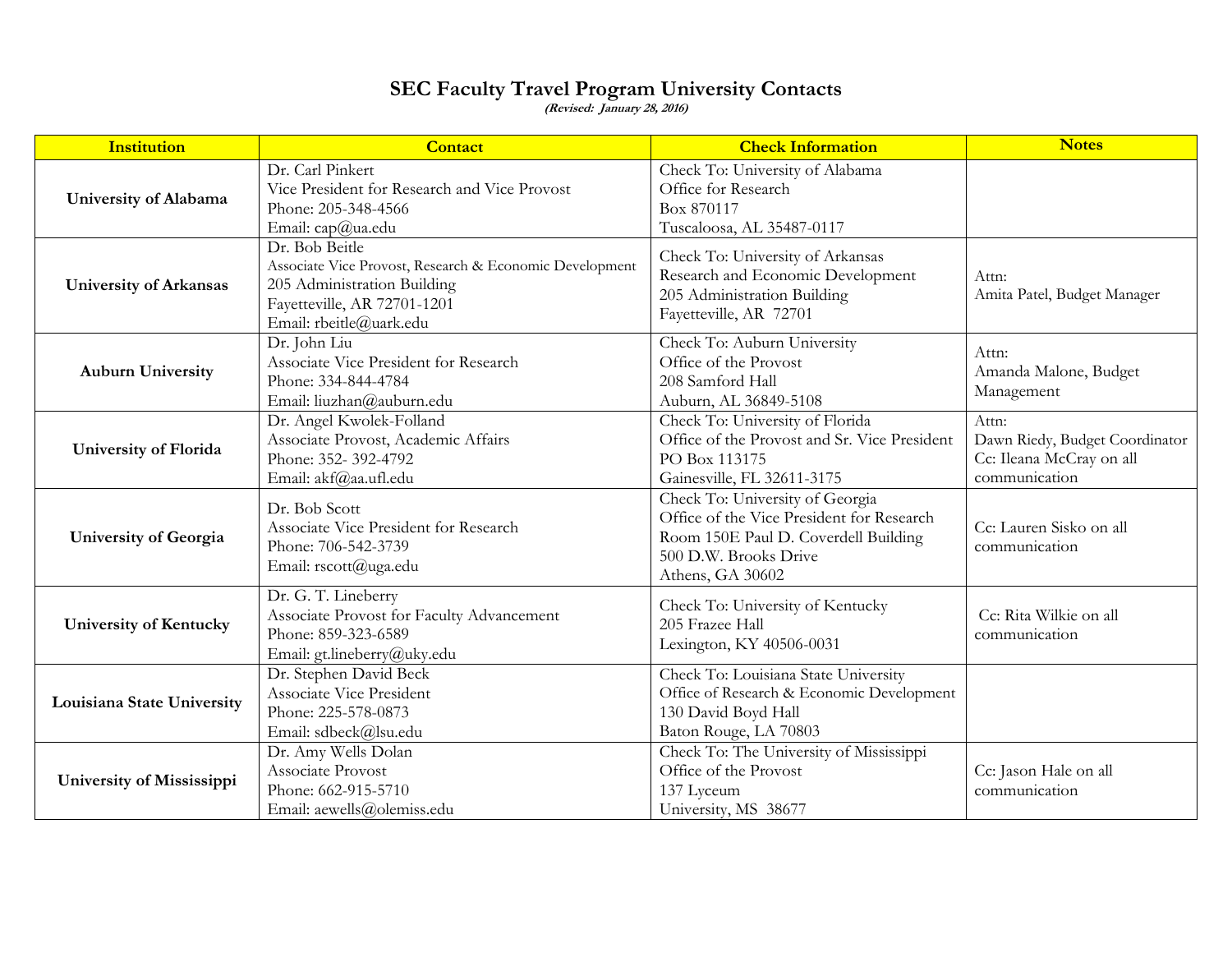# SEC Faculty Travel Program University Contacts

***(Revised: January 28, 2016)***

| Institution | Contact | Check Information | Notes |
|---|---|---|---|
| **University of Alabama** | Dr. Carl Pinkert<br>Vice President for Research and Vice Provost<br>Phone: 205-348-4566<br>Email: cap@ua.edu | Check To: University of Alabama<br>Office for Research<br>Box 870117<br>Tuscaloosa, AL 35487-0117 | |
| **University of Arkansas** | Dr. Bob Beitle<br>Associate Vice Provost, Research & Economic Development<br>205 Administration Building<br>Fayetteville, AR 72701-1201<br>Email: rbeitle@uark.edu | Check To: University of Arkansas<br>Research and Economic Development<br>205 Administration Building<br>Fayetteville, AR 72701 | Attn:<br>Amita Patel, Budget Manager |
| **Auburn University** | Dr. John Liu<br>Associate Vice President for Research<br>Phone: 334-844-4784<br>Email: liuzhan@auburn.edu | Check To: Auburn University<br>Office of the Provost<br>208 Samford Hall<br>Auburn, AL 36849-5108 | Attn:<br>Amanda Malone, Budget Management |
| **University of Florida** | Dr. Angel Kwolek-Folland<br>Associate Provost, Academic Affairs<br>Phone: 352- 392-4792<br>Email: akf@aa.ufl.edu | Check To: University of Florida<br>Office of the Provost and Sr. Vice President<br>PO Box 113175<br>Gainesville, FL 32611-3175 | Attn:<br>Dawn Riedy, Budget Coordinator<br>Cc: Ileana McCray on all communication |
| **University of Georgia** | Dr. Bob Scott<br>Associate Vice President for Research<br>Phone: 706-542-3739<br>Email: rscott@uga.edu | Check To: University of Georgia<br>Office of the Vice President for Research<br>Room 150E Paul D. Coverdell Building<br>500 D.W. Brooks Drive<br>Athens, GA 30602 | Cc: Lauren Sisko on all communication |
| **University of Kentucky** | Dr. G. T. Lineberry<br>Associate Provost for Faculty Advancement<br>Phone: 859-323-6589<br>Email: gt.lineberry@uky.edu | Check To: University of Kentucky<br>205 Frazee Hall<br>Lexington, KY 40506-0031 | Cc: Rita Wilkie on all communication |
| **Louisiana State University** | Dr. Stephen David Beck<br>Associate Vice President<br>Phone: 225-578-0873<br>Email: sdbeck@lsu.edu | Check To: Louisiana State University<br>Office of Research & Economic Development<br>130 David Boyd Hall<br>Baton Rouge, LA 70803 | |
| **University of Mississippi** | Dr. Amy Wells Dolan<br>Associate Provost<br>Phone: 662-915-5710<br>Email: aewells@olemiss.edu | Check To: The University of Mississippi<br>Office of the Provost<br>137 Lyceum<br>University, MS 38677 | Cc: Jason Hale on all communication |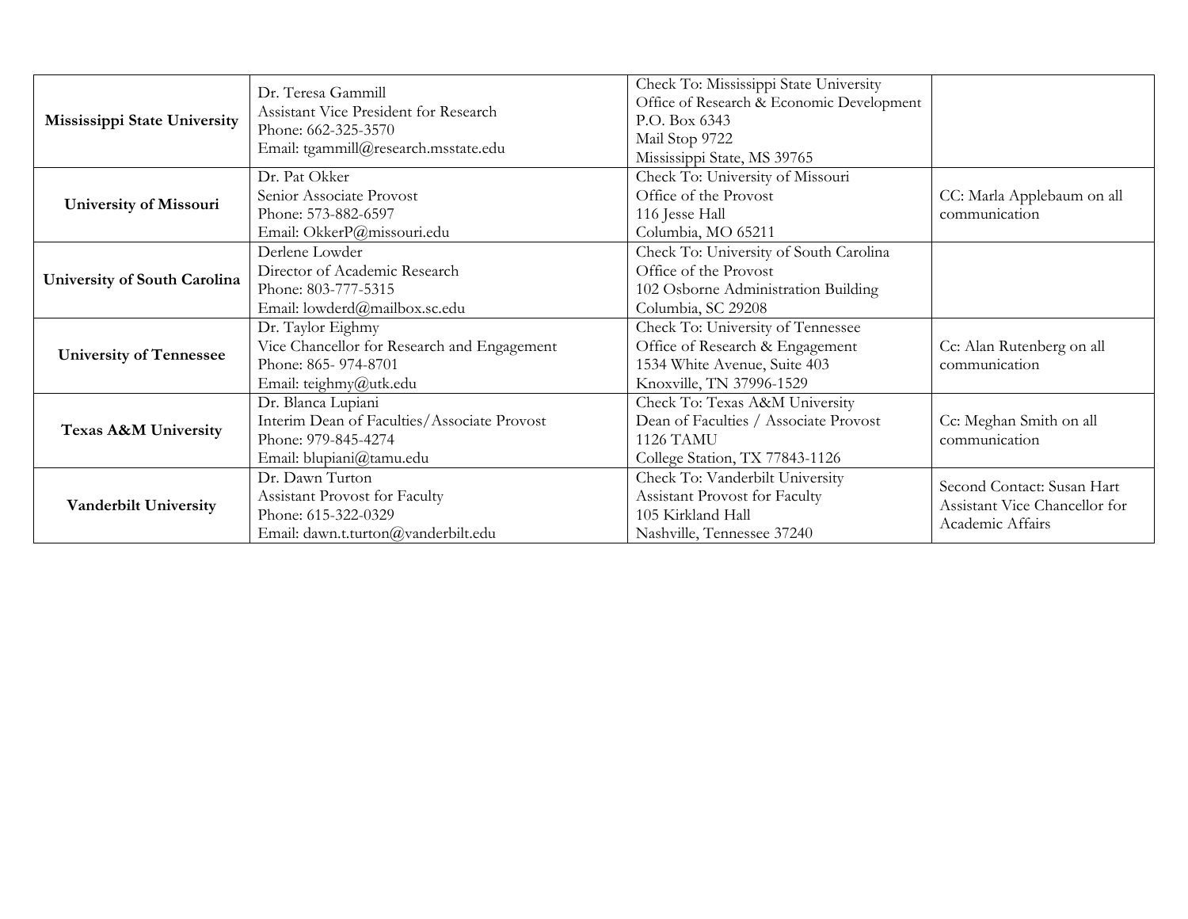| | | | |
|---|---|---|---|
| **Mississippi State University** | Dr. Teresa Gammill<br>Assistant Vice President for Research<br>Phone: 662-325-3570<br>Email: tgammill@research.msstate.edu | Check To: Mississippi State University<br>Office of Research & Economic Development<br>P.O. Box 6343<br>Mail Stop 9722<br>Mississippi State, MS 39765 | |
| **University of Missouri** | Dr. Pat Okker<br>Senior Associate Provost<br>Phone: 573-882-6597<br>Email: OkkerP@missouri.edu | Check To: University of Missouri<br>Office of the Provost<br>116 Jesse Hall<br>Columbia, MO 65211 | CC: Marla Applebaum on all communication |
| **University of South Carolina** | Derlene Lowder<br>Director of Academic Research<br>Phone: 803-777-5315<br>Email: lowderd@mailbox.sc.edu | Check To: University of South Carolina<br>Office of the Provost<br>102 Osborne Administration Building<br>Columbia, SC 29208 | |
| **University of Tennessee** | Dr. Taylor Eighmy<br>Vice Chancellor for Research and Engagement<br>Phone: 865- 974-8701<br>Email: teighmy@utk.edu | Check To: University of Tennessee<br>Office of Research & Engagement<br>1534 White Avenue, Suite 403<br>Knoxville, TN 37996-1529 | Cc: Alan Rutenberg on all communication |
| **Texas A&M University** | Dr. Blanca Lupiani<br>Interim Dean of Faculties/Associate Provost<br>Phone: 979-845-4274<br>Email: blupiani@tamu.edu | Check To: Texas A&M University<br>Dean of Faculties / Associate Provost<br>1126 TAMU<br>College Station, TX 77843-1126 | Cc: Meghan Smith on all communication |
| **Vanderbilt University** | Dr. Dawn Turton<br>Assistant Provost for Faculty<br>Phone: 615-322-0329<br>Email: dawn.t.turton@vanderbilt.edu | Check To: Vanderbilt University<br>Assistant Provost for Faculty<br>105 Kirkland Hall<br>Nashville, Tennessee 37240 | Second Contact: Susan Hart<br>Assistant Vice Chancellor for Academic Affairs |